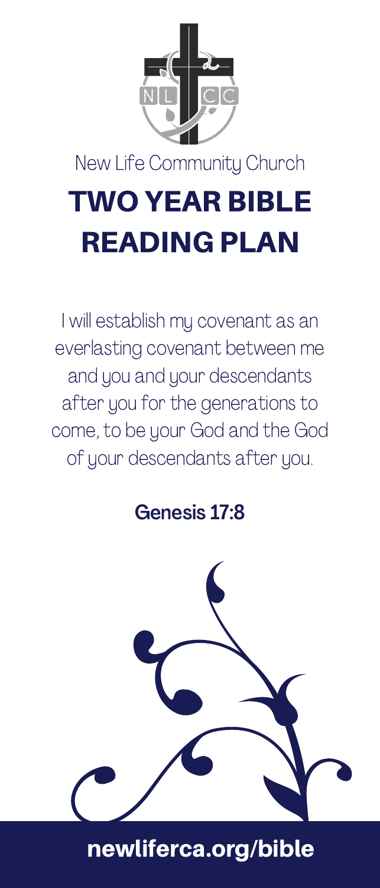New Life Community Church

# TWO YEAR BIBLE READING PLAN

I will establish my covenant as an everlasting covenant between me and you and your descendants after you for the generations to come, to be your God and the God of your descendants after you.

**Genesis 17:8**

**newliferca.org/bible**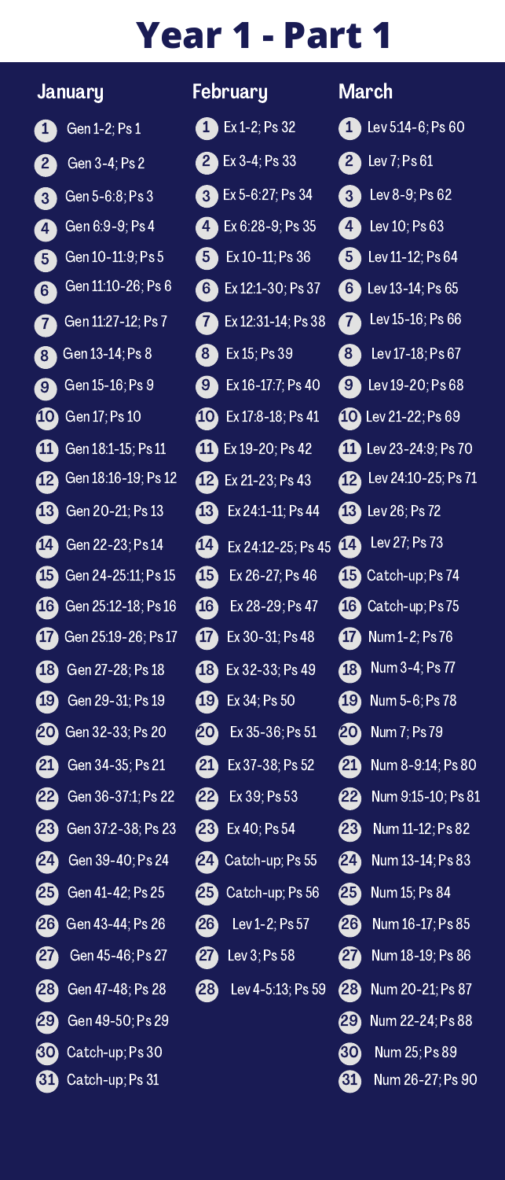# Year 1 - Part 1

| Day | January | February | March |
|---|---|---|---|
| 1 | Gen 1-2; Ps 1 | Ex 1-2; Ps 32 | Lev 5:14-6; Ps 60 |
| 2 | Gen 3-4; Ps 2 | Ex 3-4; Ps 33 | Lev 7; Ps 61 |
| 3 | Gen 5-6:8; Ps 3 | Ex 5-6:27; Ps 34 | Lev 8-9; Ps 62 |
| 4 | Gen 6:9-9; Ps 4 | Ex 6:28-9; Ps 35 | Lev 10; Ps 63 |
| 5 | Gen 10-11:9; Ps 5 | Ex 10-11; Ps 36 | Lev 11-12; Ps 64 |
| 6 | Gen 11:10-26; Ps 6 | Ex 12:1-30; Ps 37 | Lev 13-14; Ps 65 |
| 7 | Gen 11:27-12; Ps 7 | Ex 12:31-14; Ps 38 | Lev 15-16; Ps 66 |
| 8 | Gen 13-14; Ps 8 | Ex 15; Ps 39 | Lev 17-18; Ps 67 |
| 9 | Gen 15-16; Ps 9 | Ex 16-17:7; Ps 40 | Lev 19-20; Ps 68 |
| 10 | Gen 17; Ps 10 | Ex 17:8-18; Ps 41 | Lev 21-22; Ps 69 |
| 11 | Gen 18:1-15; Ps 11 | Ex 19-20; Ps 42 | Lev 23-24:9; Ps 70 |
| 12 | Gen 18:16-19; Ps 12 | Ex 21-23; Ps 43 | Lev 24:10-25; Ps 71 |
| 13 | Gen 20-21; Ps 13 | Ex 24:1-11; Ps 44 | Lev 26; Ps 72 |
| 14 | Gen 22-23; Ps 14 | Ex 24:12-25; Ps 45 | Lev 27; Ps 73 |
| 15 | Gen 24-25:11; Ps 15 | Ex 26-27; Ps 46 | Catch-up; Ps 74 |
| 16 | Gen 25:12-18; Ps 16 | Ex 28-29; Ps 47 | Catch-up; Ps 75 |
| 17 | Gen 25:19-26; Ps 17 | Ex 30-31; Ps 48 | Num 1-2; Ps 76 |
| 18 | Gen 27-28; Ps 18 | Ex 32-33; Ps 49 | Num 3-4; Ps 77 |
| 19 | Gen 29-31; Ps 19 | Ex 34; Ps 50 | Num 5-6; Ps 78 |
| 20 | Gen 32-33; Ps 20 | Ex 35-36; Ps 51 | Num 7; Ps 79 |
| 21 | Gen 34-35; Ps 21 | Ex 37-38; Ps 52 | Num 8-9:14; Ps 80 |
| 22 | Gen 36-37:1; Ps 22 | Ex 39; Ps 53 | Num 9:15-10; Ps 81 |
| 23 | Gen 37:2-38; Ps 23 | Ex 40; Ps 54 | Num 11-12; Ps 82 |
| 24 | Gen 39-40; Ps 24 | Catch-up; Ps 55 | Num 13-14; Ps 83 |
| 25 | Gen 41-42; Ps 25 | Catch-up; Ps 56 | Num 15; Ps 84 |
| 26 | Gen 43-44; Ps 26 | Lev 1-2; Ps 57 | Num 16-17; Ps 85 |
| 27 | Gen 45-46; Ps 27 | Lev 3; Ps 58 | Num 18-19; Ps 86 |
| 28 | Gen 47-48; Ps 28 | Lev 4-5:13; Ps 59 | Num 20-21; Ps 87 |
| 29 | Gen 49-50; Ps 29 | | Num 22-24; Ps 88 |
| 30 | Catch-up; Ps 30 | | Num 25; Ps 89 |
| 31 | Catch-up; Ps 31 | | Num 26-27; Ps 90 |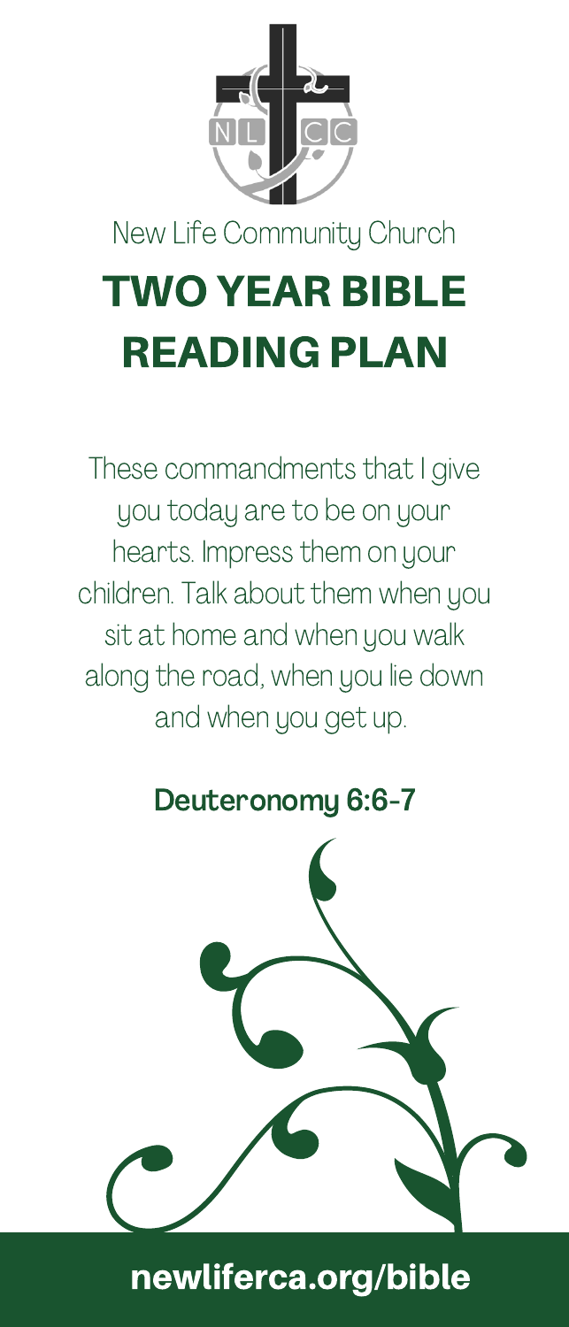NLCC

New Life Community Church

# TWO YEAR BIBLE READING PLAN

These commandments that I give you today are to be on your hearts. Impress them on your children. Talk about them when you sit at home and when you walk along the road, when you lie down and when you get up.

**Deuteronomy 6:6-7**

**newliferca.org/bible**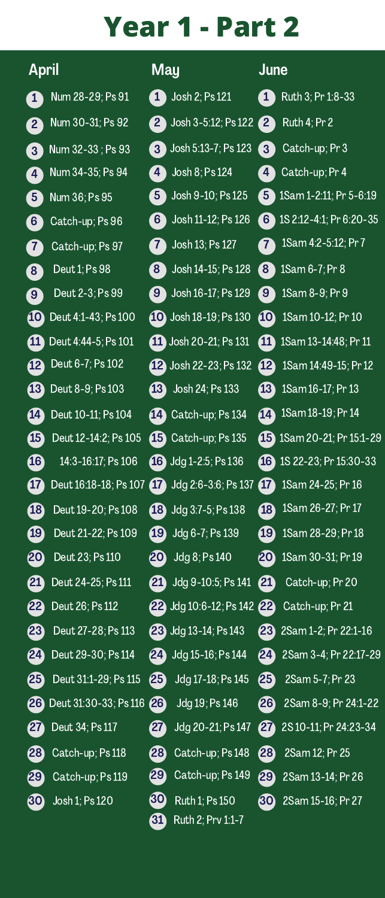# Year 1 - Part 2

| Day | April | May | June |
|---|---|---|---|
| 1 | Num 28-29; Ps 91 | Josh 2; Ps 121 | Ruth 3; Pr 1:8-33 |
| 2 | Num 30-31; Ps 92 | Josh 3-5:12; Ps 122 | Ruth 4; Pr 2 |
| 3 | Num 32-33 ; Ps 93 | Josh 5:13-7; Ps 123 | Catch-up; Pr 3 |
| 4 | Num 34-35; Ps 94 | Josh 8; Ps 124 | Catch-up; Pr 4 |
| 5 | Num 36; Ps 95 | Josh 9-10; Ps 125 | 1Sam 1-2:11; Pr 5-6:19 |
| 6 | Catch-up; Ps 96 | Josh 11-12; Ps 126 | 1S 2:12-4:1; Pr 6:20-35 |
| 7 | Catch-up; Ps 97 | Josh 13; Ps 127 | 1Sam 4:2-5:12; Pr 7 |
| 8 | Deut 1; Ps 98 | Josh 14-15; Ps 128 | 1Sam 6-7; Pr 8 |
| 9 | Deut 2-3; Ps 99 | Josh 16-17; Ps 129 | 1Sam 8-9; Pr 9 |
| 10 | Deut 4:1-43; Ps 100 | Josh 18-19; Ps 130 | 1Sam 10-12; Pr 10 |
| 11 | Deut 4:44-5; Ps 101 | Josh 20-21; Ps 131 | 1Sam 13-14:48; Pr 11 |
| 12 | Deut 6-7; Ps 102 | Josh 22-23; Ps 132 | 1Sam 14:49-15; Pr 12 |
| 13 | Deut 8-9; Ps 103 | Josh 24; Ps 133 | 1Sam 16-17; Pr 13 |
| 14 | Deut 10-11; Ps 104 | Catch-up; Ps 134 | 1Sam 18-19; Pr 14 |
| 15 | Deut 12-14:2; Ps 105 | Catch-up; Ps 135 | 1Sam 20-21; Pr 15:1-29 |
| 16 | 14:3-16:17; Ps 106 | Jdg 1-2:5; Ps 136 | 1S 22-23; Pr 15:30-33 |
| 17 | Deut 16:18-18; Ps 107 | Jdg 2:6-3:6; Ps 137 | 1Sam 24-25; Pr 16 |
| 18 | Deut 19-20; Ps 108 | Jdg 3:7-5; Ps 138 | 1Sam 26-27; Pr 17 |
| 19 | Deut 21-22; Ps 109 | Jdg 6-7; Ps 139 | 1Sam 28-29; Pr 18 |
| 20 | Deut 23; Ps 110 | Jdg 8; Ps 140 | 1Sam 30-31; Pr 19 |
| 21 | Deut 24-25; Ps 111 | Jdg 9-10:5; Ps 141 | Catch-up; Pr 20 |
| 22 | Deut 26; Ps 112 | Jdg 10:6-12; Ps 142 | Catch-up; Pr 21 |
| 23 | Deut 27-28; Ps 113 | Jdg 13-14; Ps 143 | 2Sam 1-2; Pr 22:1-16 |
| 24 | Deut 29-30; Ps 114 | Jdg 15-16; Ps 144 | 2Sam 3-4; Pr 22:17-29 |
| 25 | Deut 31:1-29; Ps 115 | Jdg 17-18; Ps 145 | 2Sam 5-7; Pr 23 |
| 26 | Deut 31:30-33; Ps 116 | Jdg 19; Ps 146 | 2Sam 8-9; Pr 24:1-22 |
| 27 | Deut 34; Ps 117 | Jdg 20-21; Ps 147 | 2S 10-11; Pr 24:23-34 |
| 28 | Catch-up; Ps 118 | Catch-up; Ps 148 | 2Sam 12; Pr 25 |
| 29 | Catch-up; Ps 119 | Catch-up; Ps 149 | 2Sam 13-14; Pr 26 |
| 30 | Josh 1; Ps 120 | Ruth 1; Ps 150 | 2Sam 15-16; Pr 27 |
| 31 | | Ruth 2; Prv 1:1-7 | |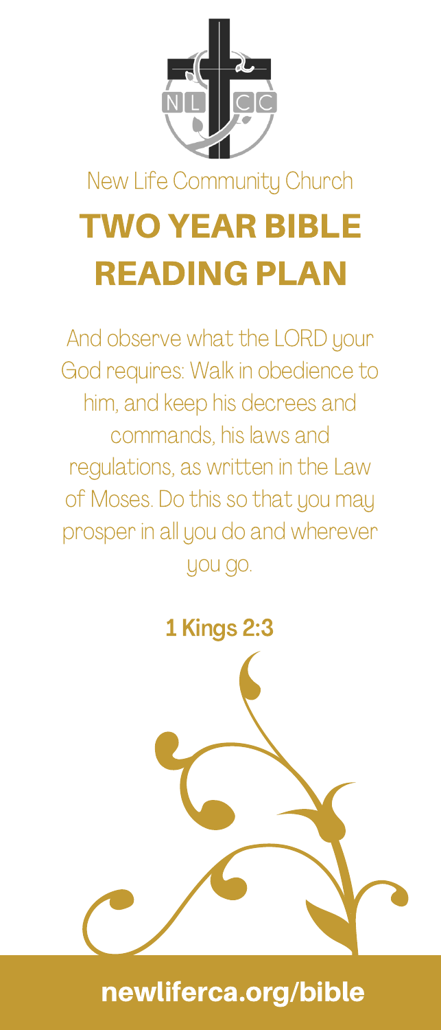New Life Community Church

# TWO YEAR BIBLE READING PLAN

And observe what the LORD your God requires: Walk in obedience to him, and keep his decrees and commands, his laws and regulations, as written in the Law of Moses. Do this so that you may prosper in all you do and wherever you go.

**1 Kings 2:3**

**newliferca.org/bible**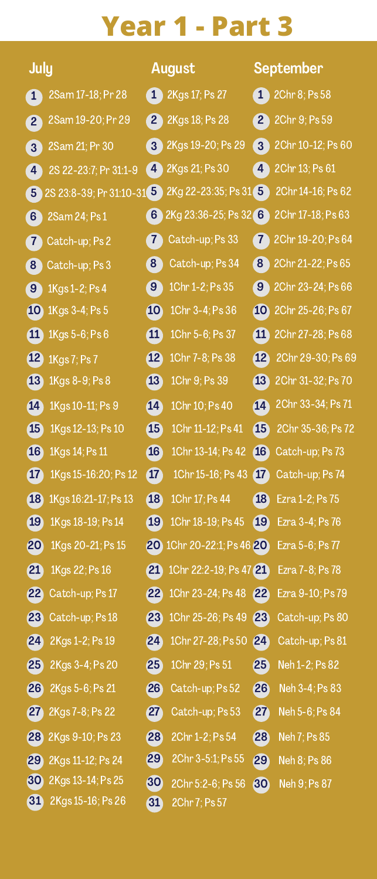# Year 1 - Part 3

| Day | July | August | September |
| --- | --- | --- | --- |
| 1 | 2Sam 17-18; Pr 28 | 2Kgs 17; Ps 27 | 2Chr 8; Ps 58 |
| 2 | 2Sam 19-20; Pr 29 | 2Kgs 18; Ps 28 | 2Chr 9; Ps 59 |
| 3 | 2Sam 21; Pr 30 | 2Kgs 19-20; Ps 29 | 2Chr 10-12; Ps 60 |
| 4 | 2S 22-23:7; Pr 31:1-9 | 2Kgs 21; Ps 30 | 2Chr 13; Ps 61 |
| 5 | 2S 23:8-39; Pr 31:10-31 | 2Kg 22-23:35; Ps 31 | 2Chr 14-16; Ps 62 |
| 6 | 2Sam 24; Ps 1 | 2Kg 23:36-25; Ps 32 | 2Chr 17-18; Ps 63 |
| 7 | Catch-up; Ps 2 | Catch-up; Ps 33 | 2Chr 19-20; Ps 64 |
| 8 | Catch-up; Ps 3 | Catch-up; Ps 34 | 2Chr 21-22; Ps 65 |
| 9 | 1Kgs 1-2; Ps 4 | 1Chr 1-2; Ps 35 | 2Chr 23-24; Ps 66 |
| 10 | 1Kgs 3-4; Ps 5 | 1Chr 3-4; Ps 36 | 2Chr 25-26; Ps 67 |
| 11 | 1Kgs 5-6; Ps 6 | 1Chr 5-6; Ps 37 | 2Chr 27-28; Ps 68 |
| 12 | 1Kgs 7; Ps 7 | 1Chr 7-8; Ps 38 | 2Chr 29-30; Ps 69 |
| 13 | 1Kgs 8-9; Ps 8 | 1Chr 9; Ps 39 | 2Chr 31-32; Ps 70 |
| 14 | 1Kgs 10-11; Ps 9 | 1Chr 10; Ps 40 | 2Chr 33-34; Ps 71 |
| 15 | 1Kgs 12-13; Ps 10 | 1Chr 11-12; Ps 41 | 2Chr 35-36; Ps 72 |
| 16 | 1Kgs 14; Ps 11 | 1Chr 13-14; Ps 42 | Catch-up; Ps 73 |
| 17 | 1Kgs 15-16:20; Ps 12 | 1Chr 15-16; Ps 43 | Catch-up; Ps 74 |
| 18 | 1Kgs 16:21-17; Ps 13 | 1Chr 17; Ps 44 | Ezra 1-2; Ps 75 |
| 19 | 1Kgs 18-19; Ps 14 | 1Chr 18-19; Ps 45 | Ezra 3-4; Ps 76 |
| 20 | 1Kgs 20-21; Ps 15 | 1Chr 20-22:1; Ps 46 | Ezra 5-6; Ps 77 |
| 21 | 1Kgs 22; Ps 16 | 1Chr 22:2-19; Ps 47 | Ezra 7-8; Ps 78 |
| 22 | Catch-up; Ps 17 | 1Chr 23-24; Ps 48 | Ezra 9-10; Ps 79 |
| 23 | Catch-up; Ps 18 | 1Chr 25-26; Ps 49 | Catch-up; Ps 80 |
| 24 | 2Kgs 1-2; Ps 19 | 1Chr 27-28; Ps 50 | Catch-up; Ps 81 |
| 25 | 2Kgs 3-4; Ps 20 | 1Chr 29; Ps 51 | Neh 1-2; Ps 82 |
| 26 | 2Kgs 5-6; Ps 21 | Catch-up; Ps 52 | Neh 3-4; Ps 83 |
| 27 | 2Kgs 7-8; Ps 22 | Catch-up; Ps 53 | Neh 5-6; Ps 84 |
| 28 | 2Kgs 9-10; Ps 23 | 2Chr 1-2; Ps 54 | Neh 7; Ps 85 |
| 29 | 2Kgs 11-12; Ps 24 | 2Chr 3-5:1; Ps 55 | Neh 8; Ps 86 |
| 30 | 2Kgs 13-14; Ps 25 | 2Chr 5:2-6; Ps 56 | Neh 9; Ps 87 |
| 31 | 2Kgs 15-16; Ps 26 | 2Chr 7; Ps 57 | |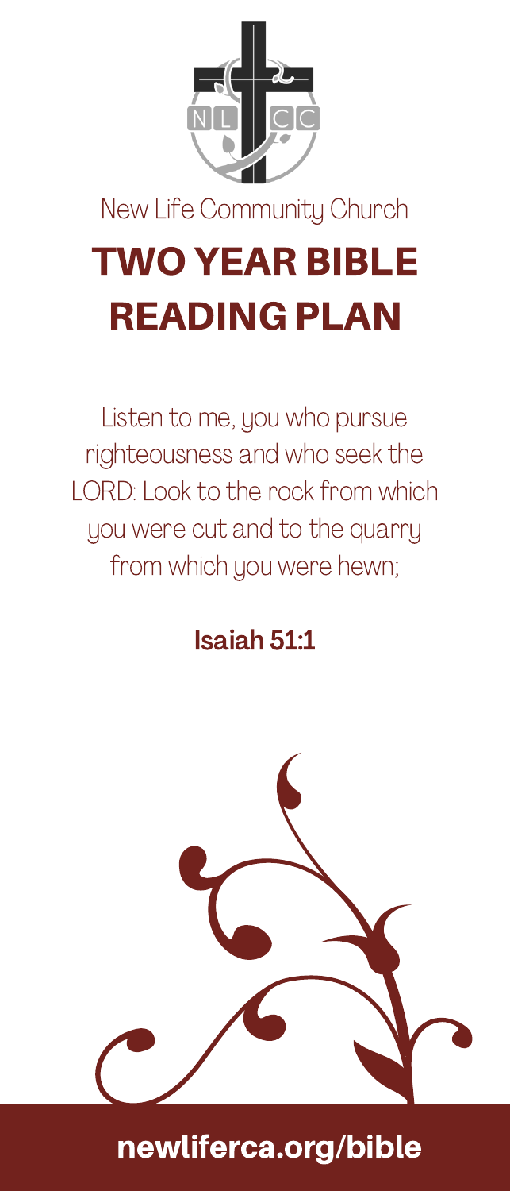New Life Community Church

# TWO YEAR BIBLE READING PLAN

Listen to me, you who pursue righteousness and who seek the LORD: Look to the rock from which you were cut and to the quarry from which you were hewn;

**Isaiah 51:1**

**newliferca.org/bible**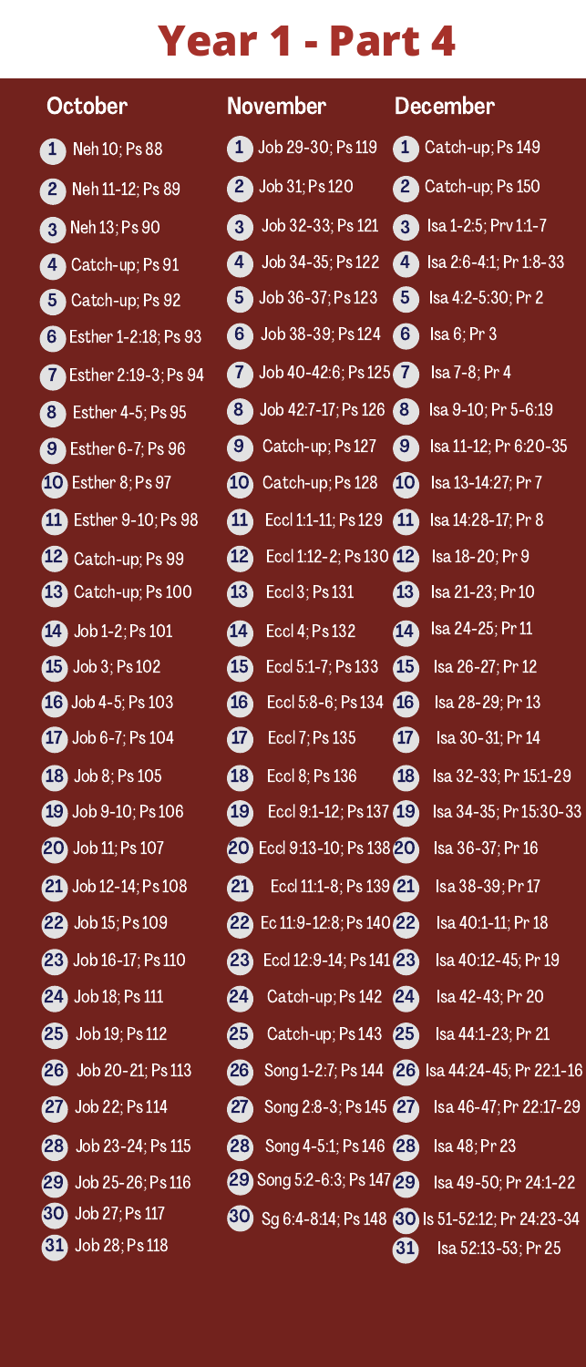# Year 1 - Part 4

| October | November | December |
|---|---|---|
| 1 Neh 10; Ps 88 | 1 Job 29-30; Ps 119 | 1 Catch-up; Ps 149 |
| 2 Neh 11-12; Ps 89 | 2 Job 31; Ps 120 | 2 Catch-up; Ps 150 |
| 3 Neh 13; Ps 90 | 3 Job 32-33; Ps 121 | 3 Isa 1-2:5; Prv 1:1-7 |
| 4 Catch-up; Ps 91 | 4 Job 34-35; Ps 122 | 4 Isa 2:6-4:1; Pr 1:8-33 |
| 5 Catch-up; Ps 92 | 5 Job 36-37; Ps 123 | 5 Isa 4:2-5:30; Pr 2 |
| 6 Esther 1-2:18; Ps 93 | 6 Job 38-39; Ps 124 | 6 Isa 6; Pr 3 |
| 7 Esther 2:19-3; Ps 94 | 7 Job 40-42:6; Ps 125 | 7 Isa 7-8; Pr 4 |
| 8 Esther 4-5; Ps 95 | 8 Job 42:7-17; Ps 126 | 8 Isa 9-10; Pr 5-6:19 |
| 9 Esther 6-7; Ps 96 | 9 Catch-up; Ps 127 | 9 Isa 11-12; Pr 6:20-35 |
| 10 Esther 8; Ps 97 | 10 Catch-up; Ps 128 | 10 Isa 13-14:27; Pr 7 |
| 11 Esther 9-10; Ps 98 | 11 Eccl 1:1-11; Ps 129 | 11 Isa 14:28-17; Pr 8 |
| 12 Catch-up; Ps 99 | 12 Eccl 1:12-2; Ps 130 | 12 Isa 18-20; Pr 9 |
| 13 Catch-up; Ps 100 | 13 Eccl 3; Ps 131 | 13 Isa 21-23; Pr 10 |
| 14 Job 1-2; Ps 101 | 14 Eccl 4; Ps 132 | 14 Isa 24-25; Pr 11 |
| 15 Job 3; Ps 102 | 15 Eccl 5:1-7; Ps 133 | 15 Isa 26-27; Pr 12 |
| 16 Job 4-5; Ps 103 | 16 Eccl 5:8-6; Ps 134 | 16 Isa 28-29; Pr 13 |
| 17 Job 6-7; Ps 104 | 17 Eccl 7; Ps 135 | 17 Isa 30-31; Pr 14 |
| 18 Job 8; Ps 105 | 18 Eccl 8; Ps 136 | 18 Isa 32-33; Pr 15:1-29 |
| 19 Job 9-10; Ps 106 | 19 Eccl 9:1-12; Ps 137 | 19 Isa 34-35; Pr 15:30-33 |
| 20 Job 11; Ps 107 | 20 Eccl 9:13-10; Ps 138 | 20 Isa 36-37; Pr 16 |
| 21 Job 12-14; Ps 108 | 21 Eccl 11:1-8; Ps 139 | 21 Isa 38-39; Pr 17 |
| 22 Job 15; Ps 109 | 22 Ec 11:9-12:8; Ps 140 | 22 Isa 40:1-11; Pr 18 |
| 23 Job 16-17; Ps 110 | 23 Eccl 12:9-14; Ps 141 | 23 Isa 40:12-45; Pr 19 |
| 24 Job 18; Ps 111 | 24 Catch-up; Ps 142 | 24 Isa 42-43; Pr 20 |
| 25 Job 19; Ps 112 | 25 Catch-up; Ps 143 | 25 Isa 44:1-23; Pr 21 |
| 26 Job 20-21; Ps 113 | 26 Song 1-2:7; Ps 144 | 26 Isa 44:24-45; Pr 22:1-16 |
| 27 Job 22; Ps 114 | 27 Song 2:8-3; Ps 145 | 27 Isa 46-47; Pr 22:17-29 |
| 28 Job 23-24; Ps 115 | 28 Song 4-5:1; Ps 146 | 28 Isa 48; Pr 23 |
| 29 Job 25-26; Ps 116 | 29 Song 5:2-6:3; Ps 147 | 29 Isa 49-50; Pr 24:1-22 |
| 30 Job 27; Ps 117 | 30 Sg 6:4-8:14; Ps 148 | 30 Is 51-52:12; Pr 24:23-34 |
| 31 Job 28; Ps 118 | | 31 Isa 52:13-53; Pr 25 |